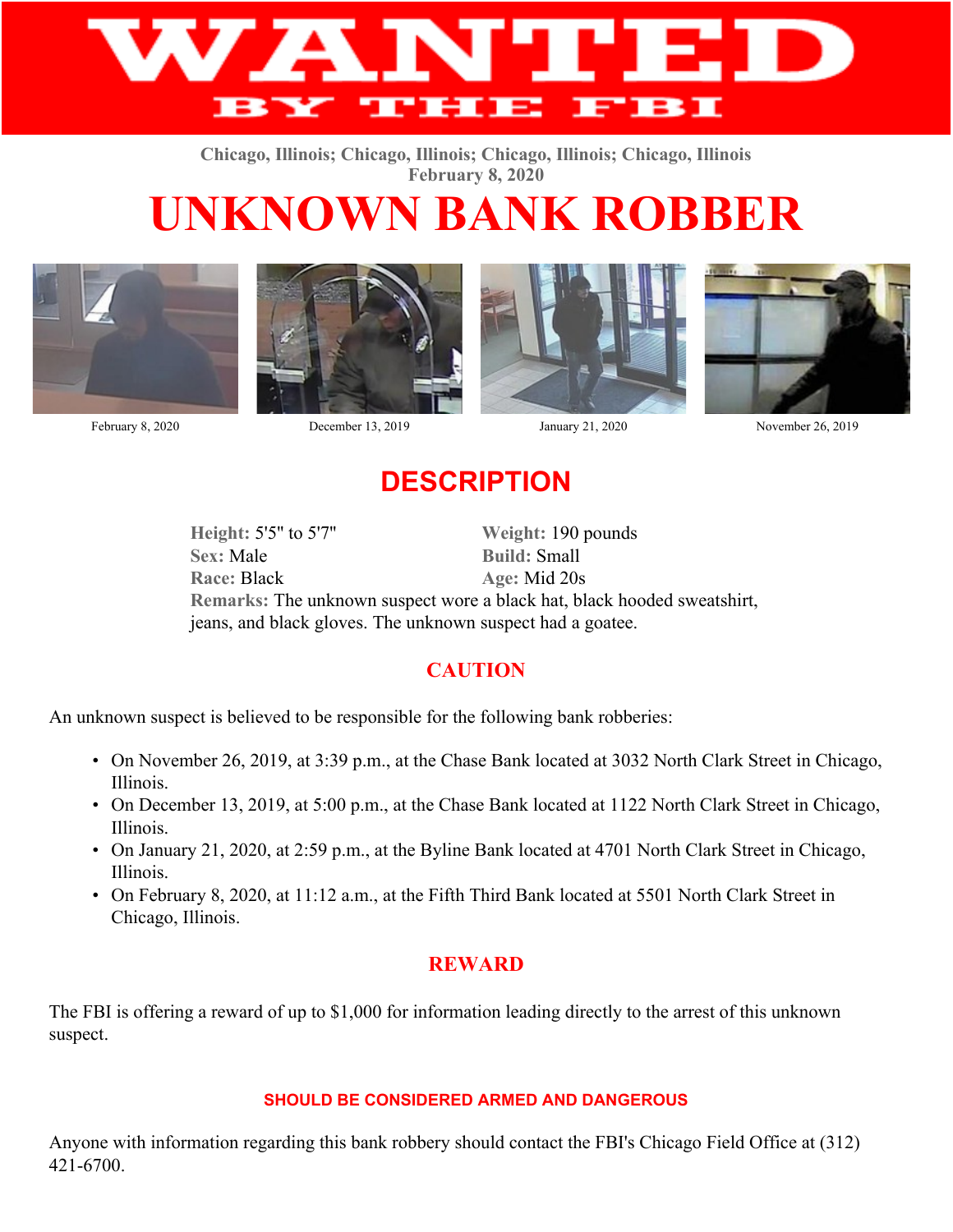# WANTED BY THE FBI

Chicago, Illinois; Chicago, Illinois; Chicago, Illinois; Chicago, Illinois
February 8, 2020

# UNKNOWN BANK ROBBER

February 8, 2020 | December 13, 2019 | January 21, 2020 | November 26, 2019

## DESCRIPTION

**Height:** 5'5" to 5'7"
**Weight:** 190 pounds
**Sex:** Male
**Build:** Small
**Race:** Black
**Age:** Mid 20s
**Remarks:** The unknown suspect wore a black hat, black hooded sweatshirt, jeans, and black gloves. The unknown suspect had a goatee.

### CAUTION

An unknown suspect is believed to be responsible for the following bank robberies:

- On November 26, 2019, at 3:39 p.m., at the Chase Bank located at 3032 North Clark Street in Chicago, Illinois.
- On December 13, 2019, at 5:00 p.m., at the Chase Bank located at 1122 North Clark Street in Chicago, Illinois.
- On January 21, 2020, at 2:59 p.m., at the Byline Bank located at 4701 North Clark Street in Chicago, Illinois.
- On February 8, 2020, at 11:12 a.m., at the Fifth Third Bank located at 5501 North Clark Street in Chicago, Illinois.

### REWARD

The FBI is offering a reward of up to $1,000 for information leading directly to the arrest of this unknown suspect.

**SHOULD BE CONSIDERED ARMED AND DANGEROUS**

Anyone with information regarding this bank robbery should contact the FBI's Chicago Field Office at (312) 421-6700.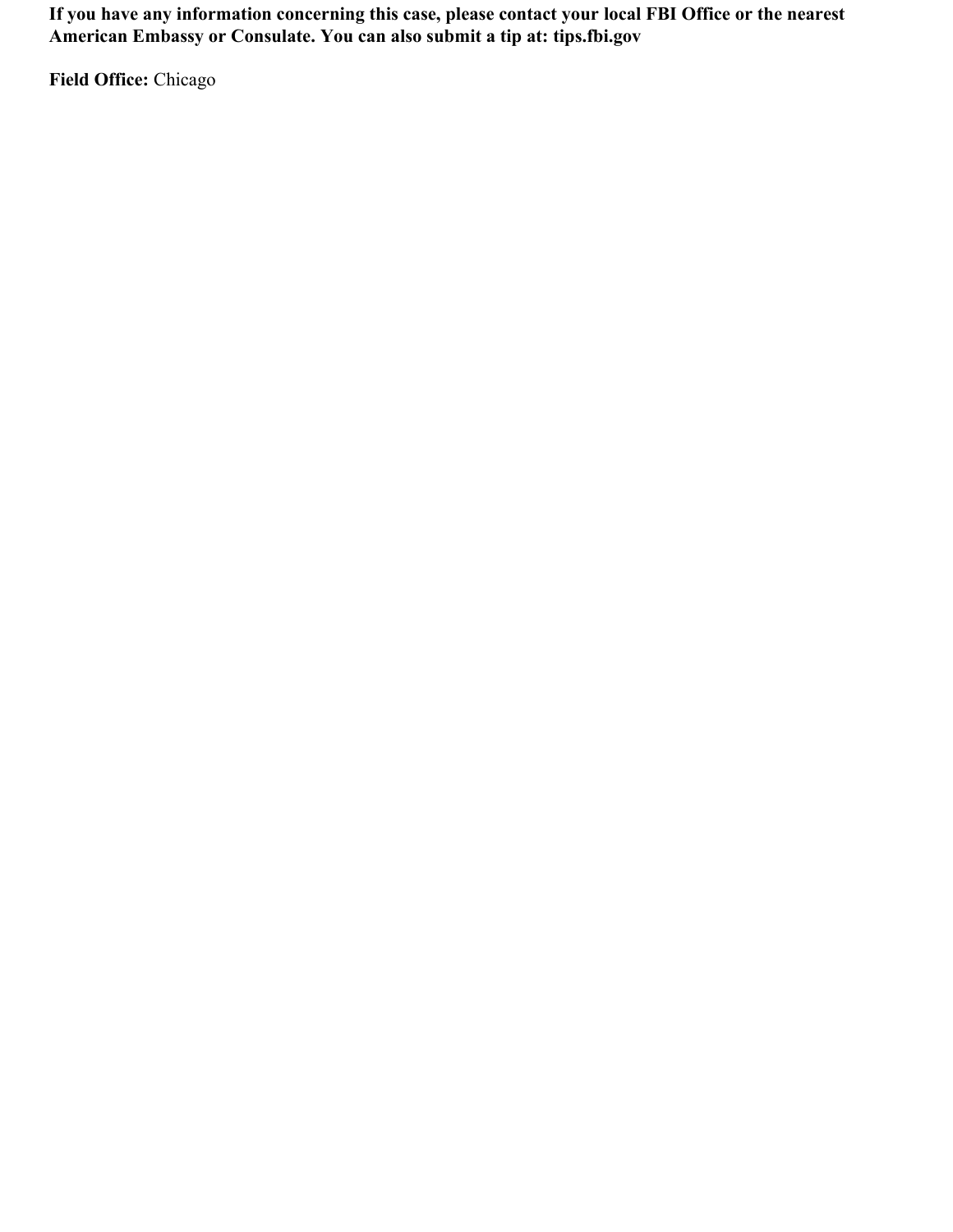**If you have any information concerning this case, please contact your local FBI Office or the nearest American Embassy or Consulate. You can also submit a tip at: tips.fbi.gov**

**Field Office:** Chicago